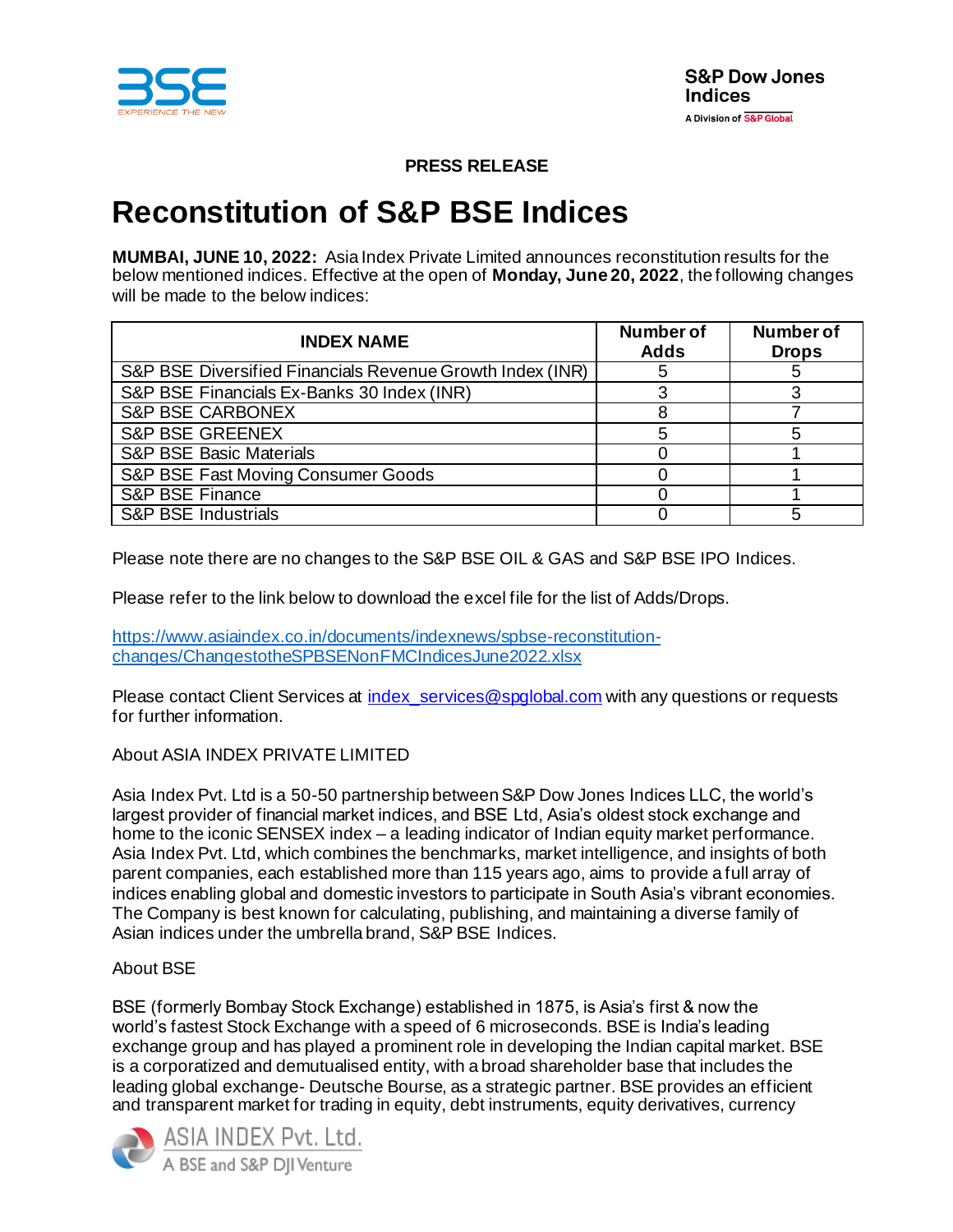PRESS RELEASE

# Reconstitution of S&P BSE Indices

**MUMBAI, JUNE 10, 2022:** Asia Index Private Limited announces reconstitution results for the below mentioned indices. Effective at the open of **Monday, June 20, 2022**, the following changes will be made to the below indices:

| INDEX NAME | Number of Adds | Number of Drops |
|---|---|---|
| S&P BSE Diversified Financials Revenue Growth Index (INR) | 5 | 5 |
| S&P BSE Financials Ex-Banks 30 Index (INR) | 3 | 3 |
| S&P BSE CARBONEX | 8 | 7 |
| S&P BSE GREENEX | 5 | 5 |
| S&P BSE Basic Materials | 0 | 1 |
| S&P BSE Fast Moving Consumer Goods | 0 | 1 |
| S&P BSE Finance | 0 | 1 |
| S&P BSE Industrials | 0 | 5 |

Please note there are no changes to the S&P BSE OIL & GAS and S&P BSE IPO Indices.

Please refer to the link below to download the excel file for the list of Adds/Drops.

https://www.asiaindex.co.in/documents/indexnews/spbse-reconstitution-changes/ChangestotheSPBSENonFMCIndicesJune2022.xlsx

Please contact Client Services at index_services@spglobal.com with any questions or requests for further information.

About ASIA INDEX PRIVATE LIMITED

Asia Index Pvt. Ltd is a 50-50 partnership between S&P Dow Jones Indices LLC, the world's largest provider of financial market indices, and BSE Ltd, Asia's oldest stock exchange and home to the iconic SENSEX index – a leading indicator of Indian equity market performance. Asia Index Pvt. Ltd, which combines the benchmarks, market intelligence, and insights of both parent companies, each established more than 115 years ago, aims to provide a full array of indices enabling global and domestic investors to participate in South Asia's vibrant economies. The Company is best known for calculating, publishing, and maintaining a diverse family of Asian indices under the umbrella brand, S&P BSE Indices.

About BSE

BSE (formerly Bombay Stock Exchange) established in 1875, is Asia's first & now the world's fastest Stock Exchange with a speed of 6 microseconds. BSE is India's leading exchange group and has played a prominent role in developing the Indian capital market. BSE is a corporatized and demutualised entity, with a broad shareholder base that includes the leading global exchange- Deutsche Bourse, as a strategic partner. BSE provides an efficient and transparent market for trading in equity, debt instruments, equity derivatives, currency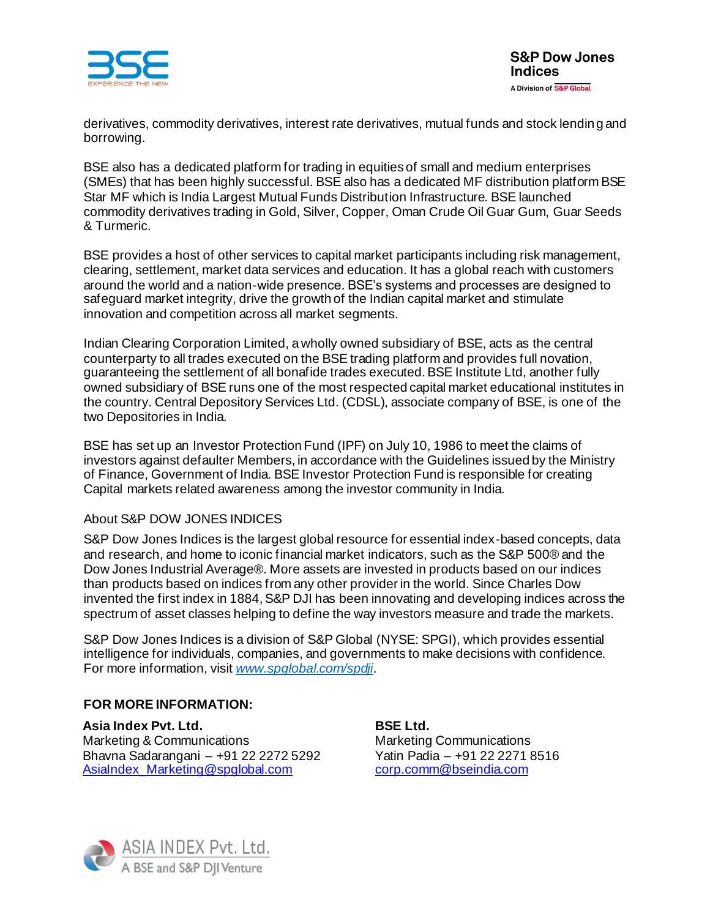derivatives, commodity derivatives, interest rate derivatives, mutual funds and stock lending and borrowing.

BSE also has a dedicated platform for trading in equities of small and medium enterprises (SMEs) that has been highly successful. BSE also has a dedicated MF distribution platform BSE Star MF which is India Largest Mutual Funds Distribution Infrastructure. BSE launched commodity derivatives trading in Gold, Silver, Copper, Oman Crude Oil Guar Gum, Guar Seeds & Turmeric.

BSE provides a host of other services to capital market participants including risk management, clearing, settlement, market data services and education. It has a global reach with customers around the world and a nation-wide presence. BSE's systems and processes are designed to safeguard market integrity, drive the growth of the Indian capital market and stimulate innovation and competition across all market segments.

Indian Clearing Corporation Limited, a wholly owned subsidiary of BSE, acts as the central counterparty to all trades executed on the BSE trading platform and provides full novation, guaranteeing the settlement of all bonafide trades executed. BSE Institute Ltd, another fully owned subsidiary of BSE runs one of the most respected capital market educational institutes in the country. Central Depository Services Ltd. (CDSL), associate company of BSE, is one of the two Depositories in India.

BSE has set up an Investor Protection Fund (IPF) on July 10, 1986 to meet the claims of investors against defaulter Members, in accordance with the Guidelines issued by the Ministry of Finance, Government of India. BSE Investor Protection Fund is responsible for creating Capital markets related awareness among the investor community in India.

About S&P DOW JONES INDICES

S&P Dow Jones Indices is the largest global resource for essential index-based concepts, data and research, and home to iconic financial market indicators, such as the S&P 500® and the Dow Jones Industrial Average®. More assets are invested in products based on our indices than products based on indices from any other provider in the world. Since Charles Dow invented the first index in 1884, S&P DJI has been innovating and developing indices across the spectrum of asset classes helping to define the way investors measure and trade the markets.

S&P Dow Jones Indices is a division of S&P Global (NYSE: SPGI), which provides essential intelligence for individuals, companies, and governments to make decisions with confidence. For more information, visit [www.spglobal.com/spdji](www.spglobal.com/spdji).

**FOR MORE INFORMATION:**

**Asia Index Pvt. Ltd.**
Marketing & Communications
Bhavna Sadarangani – +91 22 2272 5292
AsiaIndex_Marketing@spglobal.com

**BSE Ltd.**
Marketing Communications
Yatin Padia – +91 22 2271 8516
corp.comm@bseindia.com

ASIA INDEX Pvt. Ltd.
A BSE and S&P DJI Venture